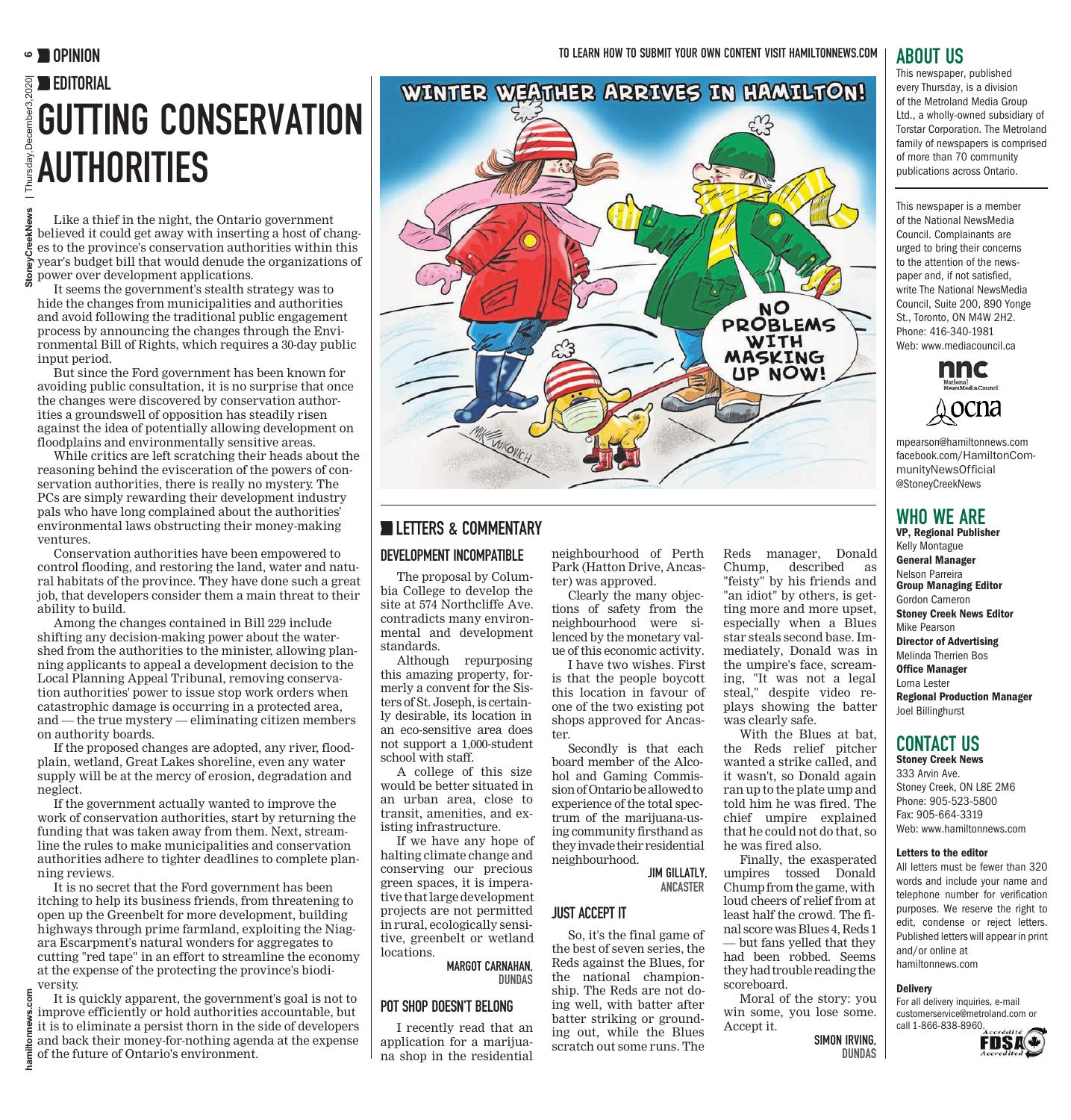# OPINION

## EDITORIAL

# GUTTING CONSERVATION AUTHORITIES

Like a thief in the night, the Ontario government believed it could get away with inserting a host of changes to the province's conservation authorities within this year's budget bill that would denude the organizations of power over development applications.

It seems the government's stealth strategy was to hide the changes from municipalities and authorities and avoid following the traditional public engagement process by announcing the changes through the Environmental Bill of Rights, which requires a 30-day public input period.

But since the Ford government has been known for avoiding public consultation, it is no surprise that once the changes were discovered by conservation authorities a groundswell of opposition has steadily risen against the idea of potentially allowing development on floodplains and environmentally sensitive areas.

While critics are left scratching their heads about the reasoning behind the evisceration of the powers of conservation authorities, there is really no mystery. The PCs are simply rewarding their development industry pals who have long complained about the authorities' environmental laws obstructing their money-making ventures.

Conservation authorities have been empowered to control flooding, and restoring the land, water and natural habitats of the province. They have done such a great job, that developers consider them a main threat to their ability to build.

Among the changes contained in Bill 229 include shifting any decision-making power about the watershed from the authorities to the minister, allowing planning applicants to appeal a development decision to the Local Planning Appeal Tribunal, removing conservation authorities' power to issue stop work orders when catastrophic damage is occurring in a protected area, and — the true mystery — eliminating citizen members on authority boards.

If the proposed changes are adopted, any river, floodplain, wetland, Great Lakes shoreline, even any water supply will be at the mercy of erosion, degradation and neglect.

If the government actually wanted to improve the work of conservation authorities, start by returning the funding that was taken away from them. Next, streamline the rules to make municipalities and conservation authorities adhere to tighter deadlines to complete planning reviews.

It is no secret that the Ford government has been itching to help its business friends, from threatening to open up the Greenbelt for more development, building highways through prime farmland, exploiting the Niagara Escarpment's natural wonders for aggregates to cutting "red tape" in an effort to streamline the economy at the expense of the protecting the province's biodiversity.

It is quickly apparent, the government's goal is not to improve efficiently or hold authorities accountable, but it is to eliminate a persist thorn in the side of developers and back their money-for-nothing agenda at the expense of the future of Ontario's environment.

TO LEARN HOW TO SUBMIT YOUR OWN CONTENT VISIT HAMILTONNEWS.COM

WINTER WEATHER ARRIVES IN HAMILTON!

NO PROBLEMS WITH MASKING UP NOW!

MIKE VUKOVICH

## LETTERS & COMMENTARY

### DEVELOPMENT INCOMPATIBLE

The proposal by Columbia College to develop the site at 574 Northcliffe Ave. contradicts many environmental and development standards.

Although repurposing this amazing property, formerly a convent for the Sisters of St. Joseph, is certainly desirable, its location in an eco-sensitive area does not support a 1,000-student school with staff.

A college of this size would be better situated in an urban area, close to transit, amenities, and existing infrastructure.

If we have any hope of halting climate change and conserving our precious green spaces, it is imperative that large development projects are not permitted in rural, ecologically sensitive, greenbelt or wetland locations.

**MARGOT CARNAHAN, DUNDAS**

### POT SHOP DOESN'T BELONG

I recently read that an application for a marijuana shop in the residential neighbourhood of Perth Park (Hatton Drive, Ancaster) was approved.

Clearly the many objections of safety from the neighbourhood were silenced by the monetary value of this economic activity.

I have two wishes. First is that the people boycott this location in favour of one of the two existing pot shops approved for Ancaster.

Secondly is that each board member of the Alcohol and Gaming Commission of Ontario be allowed to experience of the total spectrum of the marijuana-using community firsthand as they invade their residential neighbourhood.

**JIM GILLATLY, ANCASTER**

### JUST ACCEPT IT

So, it's the final game of the best of seven series, the Reds against the Blues, for the national championship. The Reds are not doing well, with batter after batter striking or grounding out, while the Blues scratch out some runs. The Reds manager, Donald Chump, described as "feisty" by his friends and "an idiot" by others, is getting more and more upset, especially when a Blues star steals second base. Immediately, Donald was in the umpire's face, screaming, "It was not a legal steal," despite video replays showing the batter was clearly safe.

With the Blues at bat, the Reds relief pitcher wanted a strike called, and it wasn't, so Donald again ran up to the plate ump and told him he was fired. The chief umpire explained that he could not do that, so he was fired also.

Finally, the exasperated umpires tossed Donald Chump from the game, with loud cheers of relief from at least half the crowd. The final score was Blues 4, Reds 1 — but fans yelled that they had been robbed. Seems they had trouble reading the scoreboard.

Moral of the story: you win some, you lose some. Accept it.

**SIMON IRVING, DUNDAS**

## ABOUT US

This newspaper, published every Thursday, is a division of the Metroland Media Group Ltd., a wholly-owned subsidiary of Torstar Corporation. The Metroland family of newspapers is comprised of more than 70 community publications across Ontario.

This newspaper is a member of the National NewsMedia Council. Complainants are urged to bring their concerns to the attention of the newspaper and, if not satisfied, write The National NewsMedia Council, Suite 200, 890 Yonge St., Toronto, ON M4W 2H2. Phone: 416-340-1981 Web: www.mediacouncil.ca

mpearson@hamiltonnews.com
facebook.com/HamiltonCommunityNewsOfficial
@StoneyCreekNews

## WHO WE ARE

**VP, Regional Publisher**
Kelly Montague
**General Manager**
Nelson Parreira
**Group Managing Editor**
Gordon Cameron
**Stoney Creek News Editor**
Mike Pearson
**Director of Advertising**
Melinda Therrien Bos
**Office Manager**
Lorna Lester
**Regional Production Manager**
Joel Billinghurst

## CONTACT US

**Stoney Creek News**
333 Arvin Ave.
Stoney Creek, ON L8E 2M6
Phone: 905-523-5800
Fax: 905-664-3319
Web: www.hamiltonnews.com

**Letters to the editor**

All letters must be fewer than 320 words and include your name and telephone number for verification purposes. We reserve the right to edit, condense or reject letters. Published letters will appear in print and/or online at hamiltonnews.com

**Delivery**

For all delivery inquiries, e-mail customerservice@metroland.com or call 1-866-838-8960.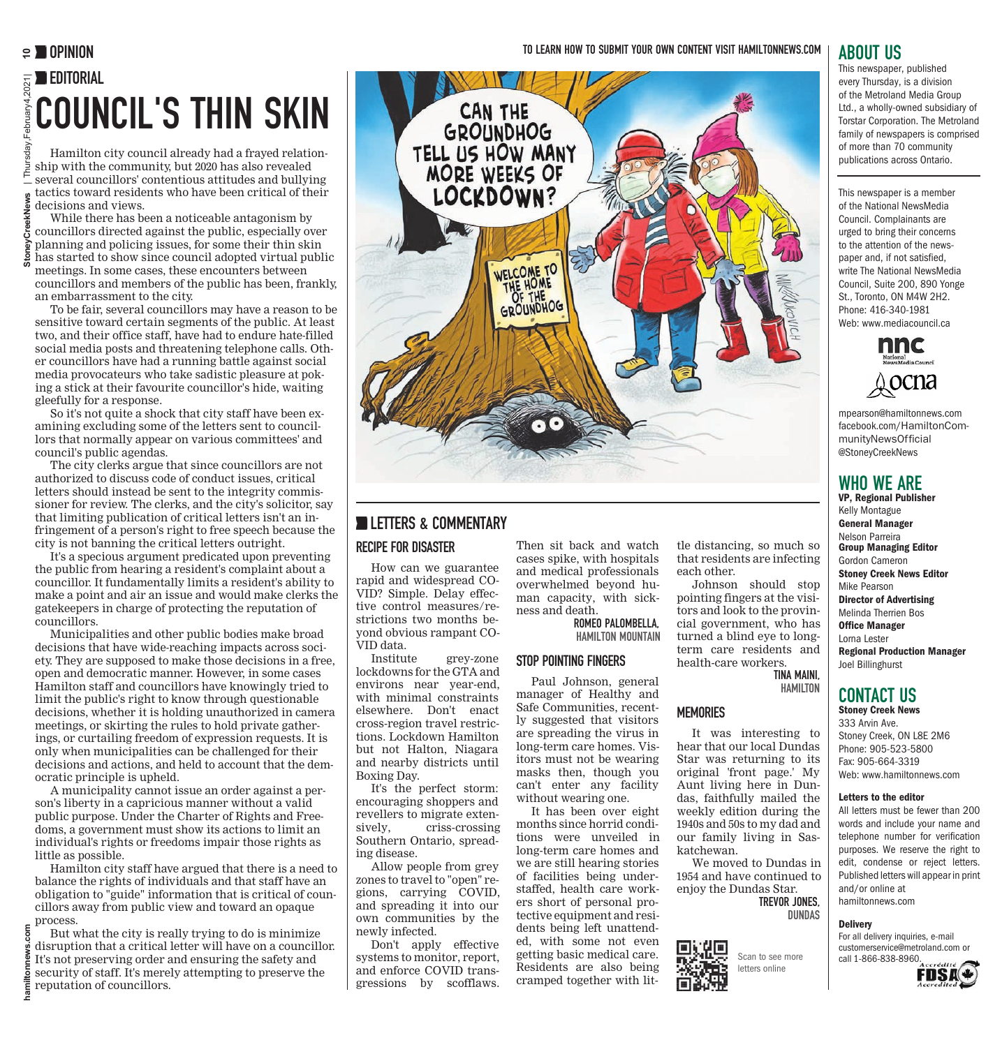# OPINION

TO LEARN HOW TO SUBMIT YOUR OWN CONTENT VISIT HAMILTONNEWS.COM

## EDITORIAL

# COUNCIL'S THIN SKIN

Hamilton city council already had a frayed relationship with the community, but 2020 has also revealed several councillors' contentious attitudes and bullying tactics toward residents who have been critical of their decisions and views.

While there has been a noticeable antagonism by councillors directed against the public, especially over planning and policing issues, for some their thin skin has started to show since council adopted virtual public meetings. In some cases, these encounters between councillors and members of the public has been, frankly, an embarrassment to the city.

To be fair, several councillors may have a reason to be sensitive toward certain segments of the public. At least two, and their office staff, have had to endure hate-filled social media posts and threatening telephone calls. Other councillors have had a running battle against social media provocateurs who take sadistic pleasure at poking a stick at their favourite councillor's hide, waiting gleefully for a response.

So it's not quite a shock that city staff have been examining excluding some of the letters sent to councillors that normally appear on various committees' and council's public agendas.

The city clerks argue that since councillors are not authorized to discuss code of conduct issues, critical letters should instead be sent to the integrity commissioner for review. The clerks, and the city's solicitor, say that limiting publication of critical letters isn't an infringement of a person's right to free speech because the city is not banning the critical letters outright.

It's a specious argument predicated upon preventing the public from hearing a resident's complaint about a councillor. It fundamentally limits a resident's ability to make a point and air an issue and would make clerks the gatekeepers in charge of protecting the reputation of councillors.

Municipalities and other public bodies make broad decisions that have wide-reaching impacts across society. They are supposed to make those decisions in a free, open and democratic manner. However, in some cases Hamilton staff and councillors have knowingly tried to limit the public's right to know through questionable decisions, whether it is holding unauthorized in camera meetings, or skirting the rules to hold private gatherings, or curtailing freedom of expression requests. It is only when municipalities can be challenged for their decisions and actions, and held to account that the democratic principle is upheld.

A municipality cannot issue an order against a person's liberty in a capricious manner without a valid public purpose. Under the Charter of Rights and Freedoms, a government must show its actions to limit an individual's rights or freedoms impair those rights as little as possible.

Hamilton city staff have argued that there is a need to balance the rights of individuals and that staff have an obligation to "guide" information that is critical of councillors away from public view and toward an opaque process.

But what the city is really trying to do is minimize disruption that a critical letter will have on a councillor. It's not preserving order and ensuring the safety and security of staff. It's merely attempting to preserve the reputation of councillors.

## LETTERS & COMMENTARY

### RECIPE FOR DISASTER

How can we guarantee rapid and widespread COVID infection? Simple. Delay effective control measures/restrictions two months beyond obvious rampant COVID data.

Institute grey-zone lockdowns for the GTA and environs near year-end, with minimal constraints elsewhere. Don't enact cross-region travel restrictions. Lockdown Hamilton but not Halton, Niagara and nearby districts until Boxing Day.

It's the perfect storm: encouraging shoppers and revellers to migrate extensively, criss-crossing Southern Ontario, spreading disease.

Allow people from grey zones to travel to "open" regions, carrying COVID, and spreading it into our own communities by the newly infected.

Don't apply effective systems to monitor, report, and enforce COVID transgressions by scofflaws. Then sit back and watch cases spike, with hospitals and medical professionals overwhelmed beyond human capacity, with sickness and death.

**ROMEO PALOMBELLA, HAMILTON MOUNTAIN**

### STOP POINTING FINGERS

Paul Johnson, general manager of Healthy and Safe Communities, recently suggested that visitors are spreading the virus in long-term care homes. Visitors must not be wearing masks then, though you can't enter any facility without wearing one.

It has been over eight months since horrid conditions were unveiled in long-term care homes and we are still hearing stories of facilities being understaffed, health care workers short of personal protective equipment and residents being left unattended, with some not even getting basic medical care. Residents are also being cramped together with little distancing, so much so that residents are infecting each other.

Johnson should stop pointing fingers at the visitors and look to the provincial government, who has turned a blind eye to long-term care residents and health-care workers.

**TINA MAINI, HAMILTON**

### MEMORIES

It was interesting to hear that our local Dundas Star was returning to its original 'front page.' My Aunt living here in Dundas, faithfully mailed the weekly edition during the 1940s and 50s to my dad and our family living in Saskatchewan.

We moved to Dundas in 1954 and have continued to enjoy the Dundas Star.

**TREVOR JONES, DUNDAS**

Scan to see more letters online

## ABOUT US

This newspaper, published every Thursday, is a division of the Metroland Media Group Ltd., a wholly-owned subsidiary of Torstar Corporation. The Metroland family of newspapers is comprised of more than 70 community publications across Ontario.

This newspaper is a member of the National NewsMedia Council. Complainants are urged to bring their concerns to the attention of the newspaper and, if not satisfied, write The National NewsMedia Council, Suite 200, 890 Yonge St., Toronto, ON M4W 2H2. Phone: 416-340-1981 Web: www.mediacouncil.ca

mpearson@hamiltonnews.com
facebook.com/HamiltonCommunityNewsOfficial
@StoneyCreekNews

## WHO WE ARE

**VP, Regional Publisher**
Kelly Montague
**General Manager**
Nelson Parreira
**Group Managing Editor**
Gordon Cameron
**Stoney Creek News Editor**
Mike Pearson
**Director of Advertising**
Melinda Therrien Bos
**Office Manager**
Lorna Lester
**Regional Production Manager**
Joel Billinghurst

## CONTACT US

**Stoney Creek News**
333 Arvin Ave.
Stoney Creek, ON L8E 2M6
Phone: 905-523-5800
Fax: 905-664-3319
Web: www.hamiltonnews.com

**Letters to the editor**

All letters must be fewer than 200 words and include your name and telephone number for verification purposes. We reserve the right to edit, condense or reject letters. Published letters will appear in print and/or online at hamiltonnews.com

**Delivery**

For all delivery inquiries, e-mail customerservice@metroland.com or call 1-866-838-8960.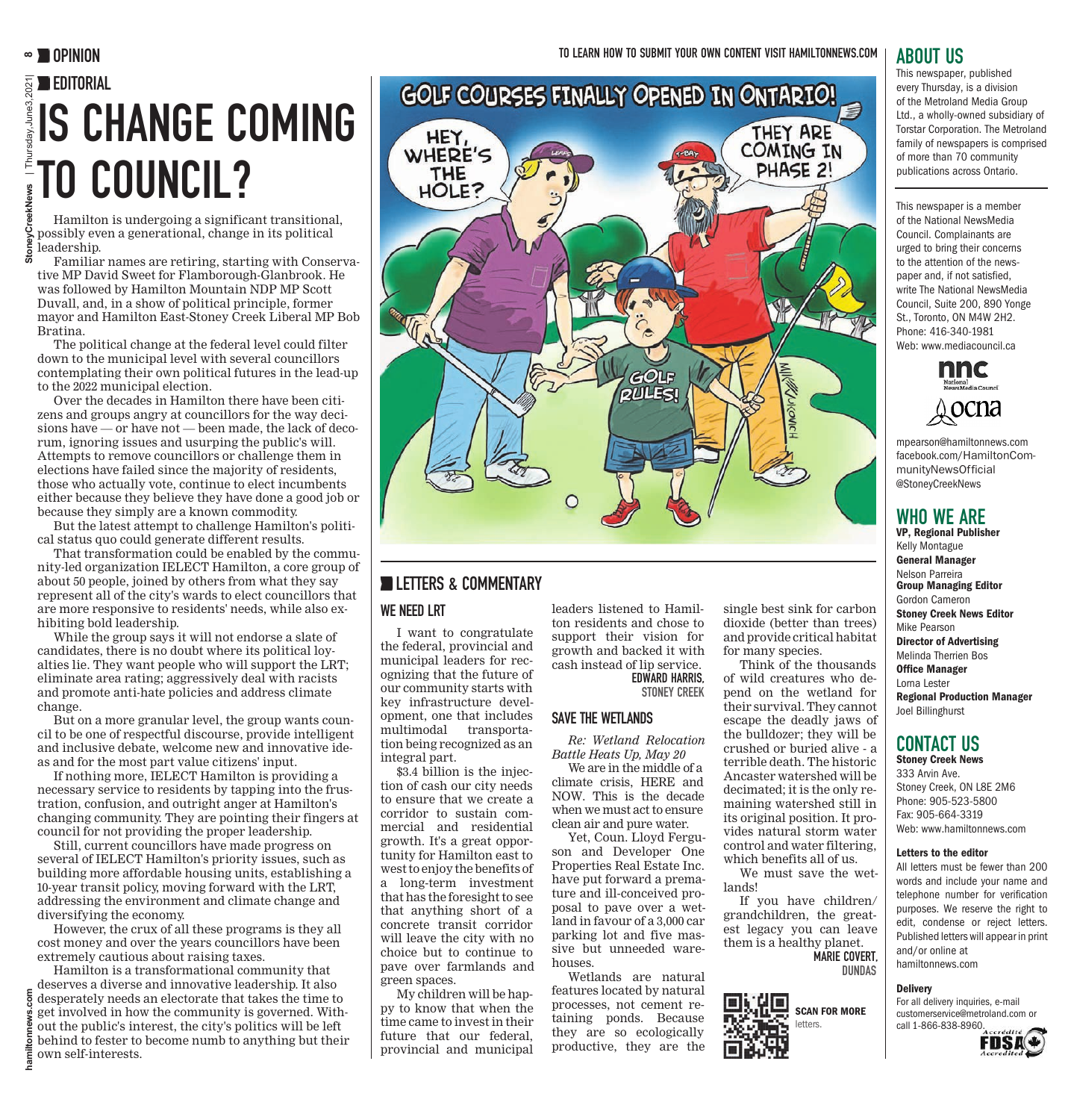## OPINION

TO LEARN HOW TO SUBMIT YOUR OWN CONTENT VISIT HAMILTONNEWS.COM

### EDITORIAL

# IS CHANGE COMING TO COUNCIL?

Hamilton is undergoing a significant transitional, possibly even a generational, change in its political leadership.

Familiar names are retiring, starting with Conservative MP David Sweet for Flamborough-Glanbrook. He was followed by Hamilton Mountain NDP MP Scott Duvall, and, in a show of political principle, former mayor and Hamilton East-Stoney Creek Liberal MP Bob Bratina.

The political change at the federal level could filter down to the municipal level with several councillors contemplating their own political futures in the lead-up to the 2022 municipal election.

Over the decades in Hamilton there have been citizens and groups angry at councillors for the way decisions have — or have not — been made, the lack of decorum, ignoring issues and usurping the public's will. Attempts to remove councillors or challenge them in elections have failed since the majority of residents, those who actually vote, continue to elect incumbents either because they believe they have done a good job or because they simply are a known commodity.

But the latest attempt to challenge Hamilton's political status quo could generate different results.

That transformation could be enabled by the community-led organization IELECT Hamilton, a core group of about 50 people, joined by others from what they say represent all of the city's wards to elect councillors that are more responsive to residents' needs, while also exhibiting bold leadership.

While the group says it will not endorse a slate of candidates, there is no doubt where its political loyalties lie. They want people who will support the LRT; eliminate area rating; aggressively deal with racists and promote anti-hate policies and address climate change.

But on a more granular level, the group wants council to be one of respectful discourse, provide intelligent and inclusive debate, welcome new and innovative ideas and for the most part value citizens' input.

If nothing more, IELECT Hamilton is providing a necessary service to residents by tapping into the frustration, confusion, and outright anger at Hamilton's changing community. They are pointing their fingers at council for not providing the proper leadership.

Still, current councillors have made progress on several of IELECT Hamilton's priority issues, such as building more affordable housing units, establishing a 10-year transit policy, moving forward with the LRT, addressing the environment and climate change and diversifying the economy.

However, the crux of all these programs is they all cost money and over the years councillors have been extremely cautious about raising taxes.

Hamilton is a transformational community that deserves a diverse and innovative leadership. It also desperately needs an electorate that takes the time to get involved in how the community is governed. Without the public's interest, the city's politics will be left behind to fester to become numb to anything but their own self-interests.

GOLF COURSES FINALLY OPENED IN ONTARIO!

HEY, WHERE'S THE HOLE?

THEY ARE COMING IN PHASE 2!

GOLF RULES!

## LETTERS & COMMENTARY

### WE NEED LRT

I want to congratulate the federal, provincial and municipal leaders for recognizing that the future of our community starts with key infrastructure development, one that includes multimodal transportation being recognized as an integral part.

$3.4 billion is the injection of cash our city needs to ensure that we create a corridor to sustain commercial and residential growth. It's a great opportunity for Hamilton east to west to enjoy the benefits of a long-term investment that has the foresight to see that anything short of a concrete transit corridor will leave the city with no choice but to continue to pave over farmlands and green spaces.

My children will be happy to know that when the time came to invest in their future that our federal, provincial and municipal leaders listened to Hamilton residents and chose to support their vision for growth and backed it with cash instead of lip service.

**EDWARD HARRIS, STONEY CREEK**

### SAVE THE WETLANDS

*Re: Wetland Relocation Battle Heats Up, May 20*

We are in the middle of a climate crisis, HERE and NOW. This is the decade when we must act to ensure clean air and pure water.

Yet, Coun. Lloyd Ferguson and Developer One Properties Real Estate Inc. have put forward a premature and ill-conceived proposal to pave over a wetland in favour of a 3,000 car parking lot and five massive but unneeded warehouses.

Wetlands are natural features located by natural processes, not cement retaining ponds. Because they are so ecologically productive, they are the single best sink for carbon dioxide (better than trees) and provide critical habitat for many species.

Think of the thousands of wild creatures who depend on the wetland for their survival. They cannot escape the deadly jaws of the bulldozer; they will be crushed or buried alive - a terrible death. The historic Ancaster watershed will be decimated; it is the only remaining watershed still in its original position. It provides natural storm water control and water filtering, which benefits all of us.

We must save the wetlands!

If you have children/grandchildren, the greatest legacy you can leave them is a healthy planet.

**MARIE COVERT, DUNDAS**

**SCAN FOR MORE** letters.

## ABOUT US

This newspaper, published every Thursday, is a division of the Metroland Media Group Ltd., a wholly-owned subsidiary of Torstar Corporation. The Metroland family of newspapers is comprised of more than 70 community publications across Ontario.

This newspaper is a member of the National NewsMedia Council. Complainants are urged to bring their concerns to the attention of the newspaper and, if not satisfied, write The National NewsMedia Council, Suite 200, 890 Yonge St., Toronto, ON M4W 2H2. Phone: 416-340-1981 Web: www.mediacouncil.ca

mpearson@hamiltonnews.com
facebook.com/HamiltonCommunityNewsOfficial
@StoneyCreekNews

## WHO WE ARE

**VP, Regional Publisher**
Kelly Montague
**General Manager**
Nelson Parreira
**Group Managing Editor**
Gordon Cameron
**Stoney Creek News Editor**
Mike Pearson
**Director of Advertising**
Melinda Therrien Bos
**Office Manager**
Lorna Lester
**Regional Production Manager**
Joel Billinghurst

## CONTACT US

**Stoney Creek News**
333 Arvin Ave.
Stoney Creek, ON L8E 2M6
Phone: 905-523-5800
Fax: 905-664-3319
Web: www.hamiltonnews.com

**Letters to the editor**

All letters must be fewer than 200 words and include your name and telephone number for verification purposes. We reserve the right to edit, condense or reject letters. Published letters will appear in print and/or online at hamiltonnews.com

**Delivery**

For all delivery inquiries, e-mail customerservice@metroland.com or call 1-866-838-8960.